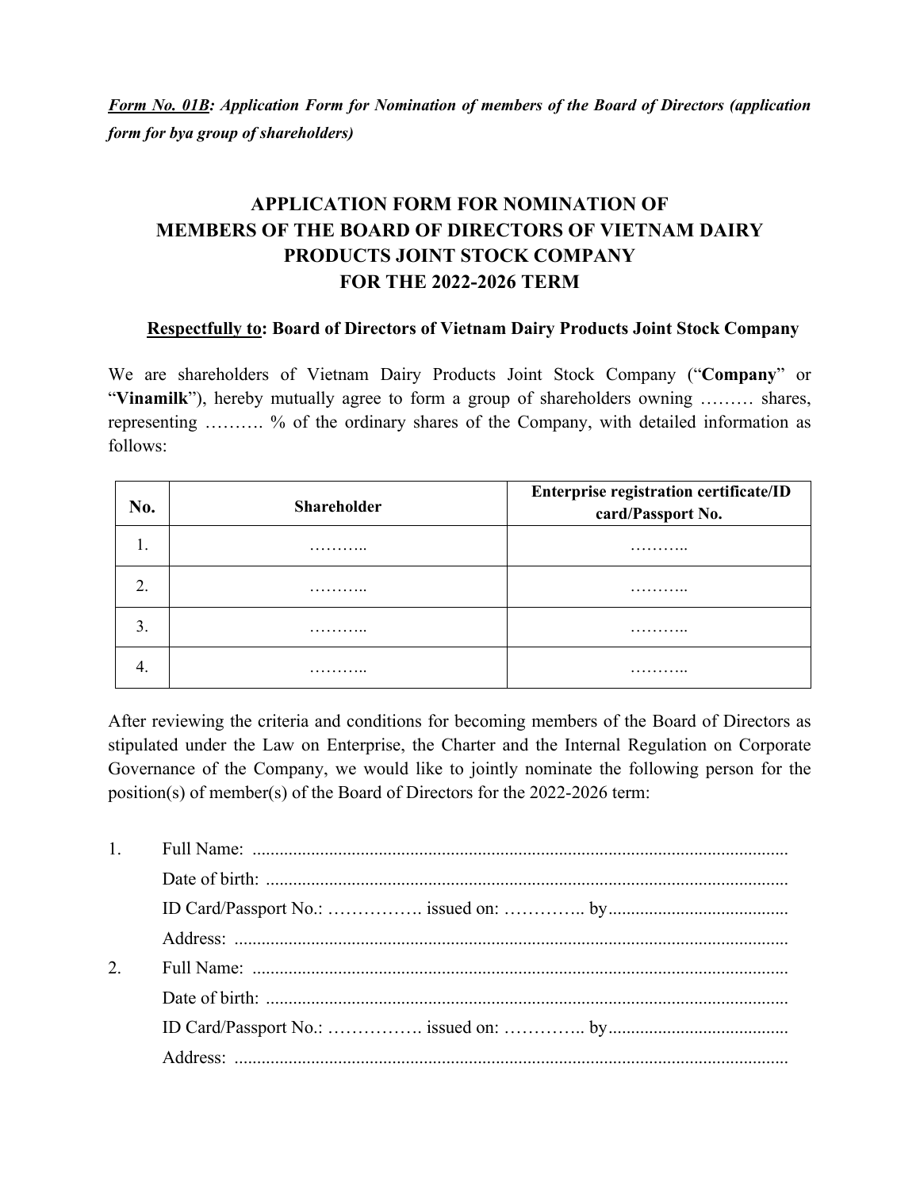***Form No. 01B**: Application Form for Nomination of members of the Board of Directors (application form for bya group of shareholders)*

# APPLICATION FORM FOR NOMINATION OF MEMBERS OF THE BOARD OF DIRECTORS OF VIETNAM DAIRY PRODUCTS JOINT STOCK COMPANY FOR THE 2022-2026 TERM

**Respectfully to: Board of Directors of Vietnam Dairy Products Joint Stock Company**

We are shareholders of Vietnam Dairy Products Joint Stock Company ("**Company**" or "**Vinamilk**"), hereby mutually agree to form a group of shareholders owning ……… shares, representing ………. % of the ordinary shares of the Company, with detailed information as follows:

| No. | Shareholder | Enterprise registration certificate/ID card/Passport No. |
|---|---|---|
| 1. | ……….. | ……….. |
| 2. | ……….. | ……….. |
| 3. | ……….. | ……….. |
| 4. | ……….. | ……….. |

After reviewing the criteria and conditions for becoming members of the Board of Directors as stipulated under the Law on Enterprise, the Charter and the Internal Regulation on Corporate Governance of the Company, we would like to jointly nominate the following person for the position(s) of member(s) of the Board of Directors for the 2022-2026 term:

1. Full Name: ........................................................................................................................
   Date of birth: .....................................................................................................................
   ID Card/Passport No.: ……………. issued on: ………….. by........................................
   Address: ............................................................................................................................
2. Full Name: ........................................................................................................................
   Date of birth: .....................................................................................................................
   ID Card/Passport No.: ……………. issued on: ………….. by........................................
   Address: ............................................................................................................................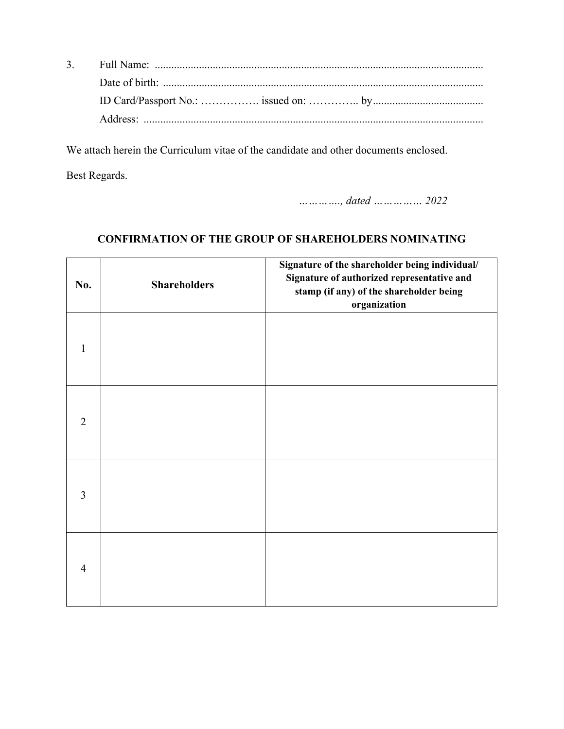3. Full Name: ......................................................................................................................
   Date of birth: ..................................................................................................................
   ID Card/Passport No.: ……………. issued on: ………….. by.......................................
   Address: ..........................................................................................................................

We attach herein the Curriculum vitae of the candidate and other documents enclosed.

Best Regards.

*…………., dated …………… 2022*

**CONFIRMATION OF THE GROUP OF SHAREHOLDERS NOMINATING**

| No. | Shareholders | Signature of the shareholder being individual/ Signature of authorized representative and stamp (if any) of the shareholder being organization |
|---|---|---|
| 1 | | |
| 2 | | |
| 3 | | |
| 4 | | |